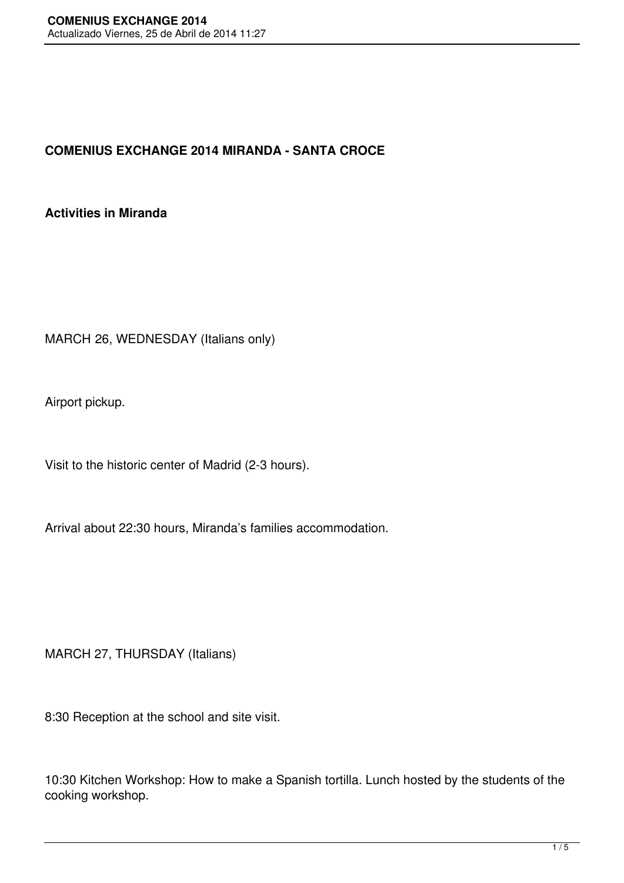**COMENIUS EXCHANGE 2014 MIRANDA - SANTA CROCE**

**Activities in Miranda**

MARCH 26, WEDNESDAY (Italians only)

Airport pickup.

Visit to the historic center of Madrid (2-3 hours).

Arrival about 22:30 hours, Miranda's families accommodation.

MARCH 27, THURSDAY (Italians)

8:30 Reception at the school and site visit.

10:30 Kitchen Workshop: How to make a Spanish tortilla. Lunch hosted by the students of the cooking workshop.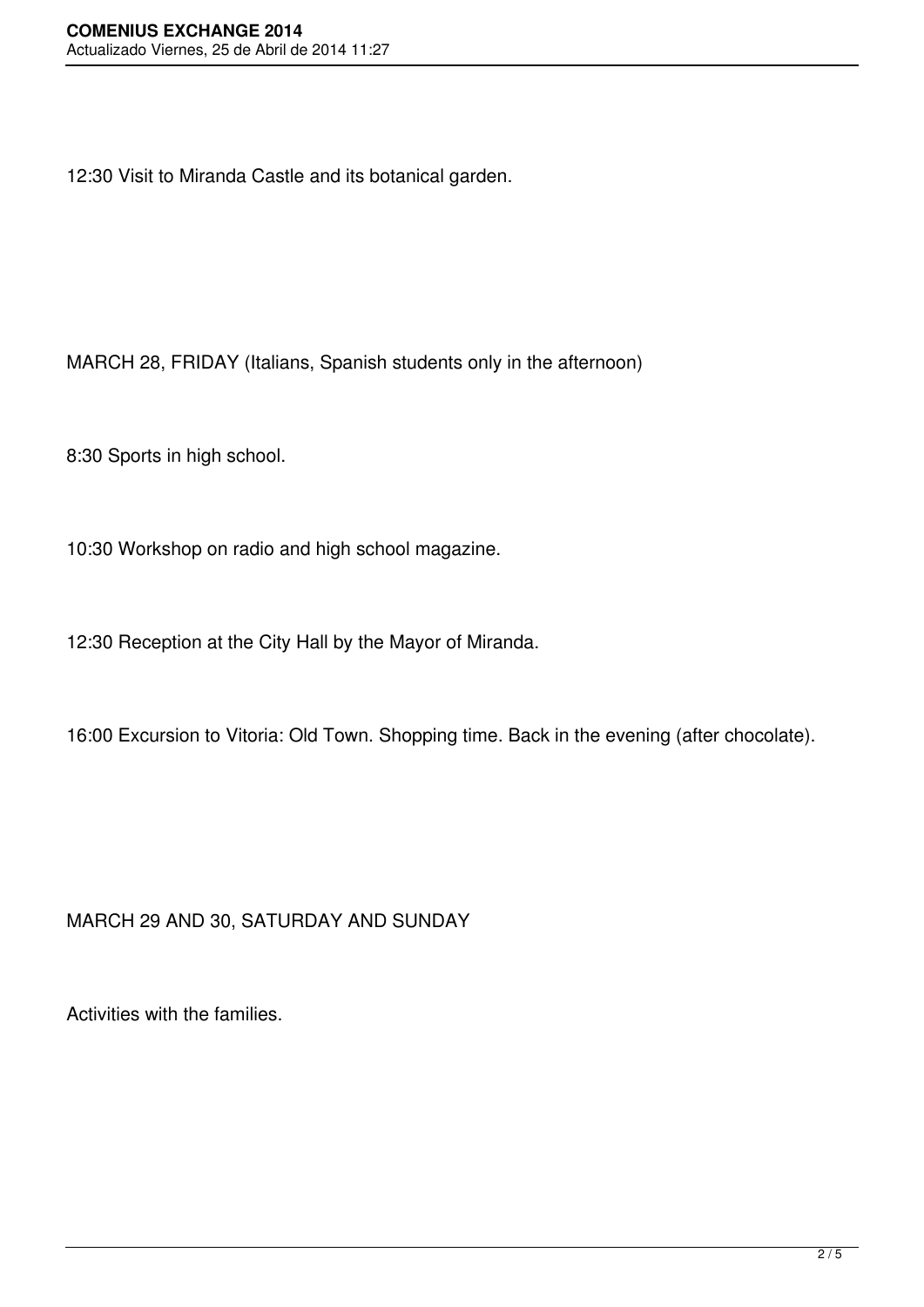12:30 Visit to Miranda Castle and its botanical garden.

MARCH 28, FRIDAY (Italians, Spanish students only in the afternoon)

8:30 Sports in high school.

10:30 Workshop on radio and high school magazine.

12:30 Reception at the City Hall by the Mayor of Miranda.

16:00 Excursion to Vitoria: Old Town. Shopping time. Back in the evening (after chocolate).

MARCH 29 AND 30, SATURDAY AND SUNDAY

Activities with the families.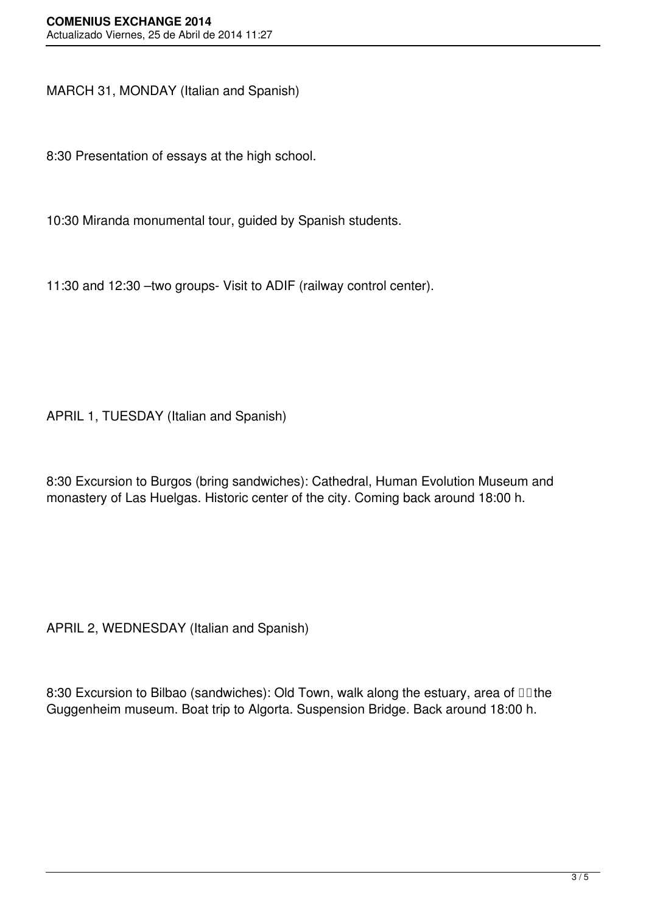MARCH 31, MONDAY (Italian and Spanish)

8:30 Presentation of essays at the high school.

10:30 Miranda monumental tour, guided by Spanish students.

11:30 and 12:30 –two groups- Visit to ADIF (railway control center).

APRIL 1, TUESDAY (Italian and Spanish)

8:30 Excursion to Burgos (bring sandwiches): Cathedral, Human Evolution Museum and monastery of Las Huelgas. Historic center of the city. Coming back around 18:00 h.

APRIL 2, WEDNESDAY (Italian and Spanish)

8:30 Excursion to Bilbao (sandwiches): Old Town, walk along the estuary, area of the Guggenheim museum. Boat trip to Algorta. Suspension Bridge. Back around 18:00 h.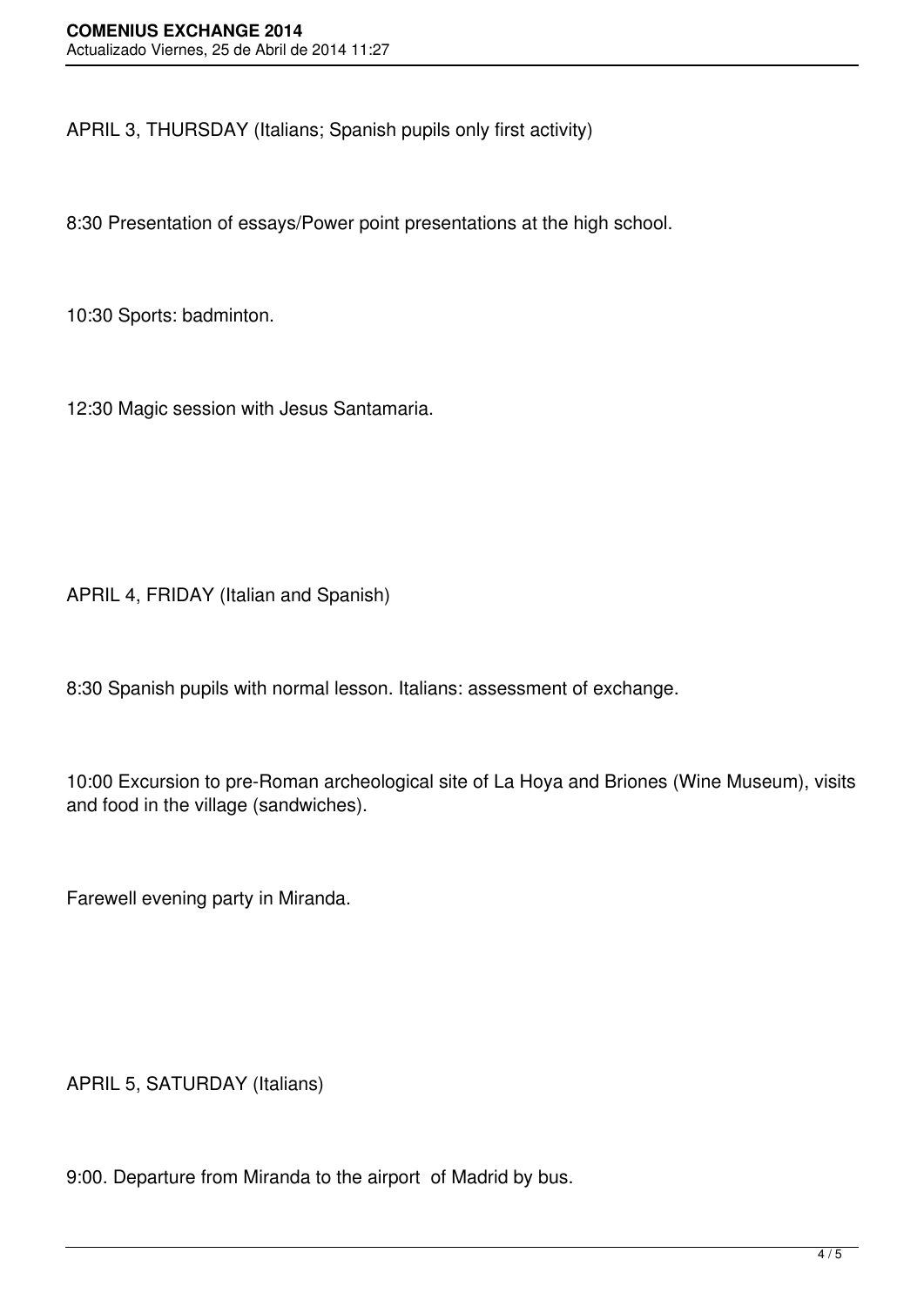APRIL 3, THURSDAY (Italians; Spanish pupils only first activity)

8:30 Presentation of essays/Power point presentations at the high school.

10:30 Sports: badminton.

12:30 Magic session with Jesus Santamaria.

APRIL 4, FRIDAY (Italian and Spanish)

8:30 Spanish pupils with normal lesson. Italians: assessment of exchange.

10:00 Excursion to pre-Roman archeological site of La Hoya and Briones (Wine Museum), visits and food in the village (sandwiches).

Farewell evening party in Miranda.

APRIL 5, SATURDAY (Italians)

9:00. Departure from Miranda to the airport of Madrid by bus.